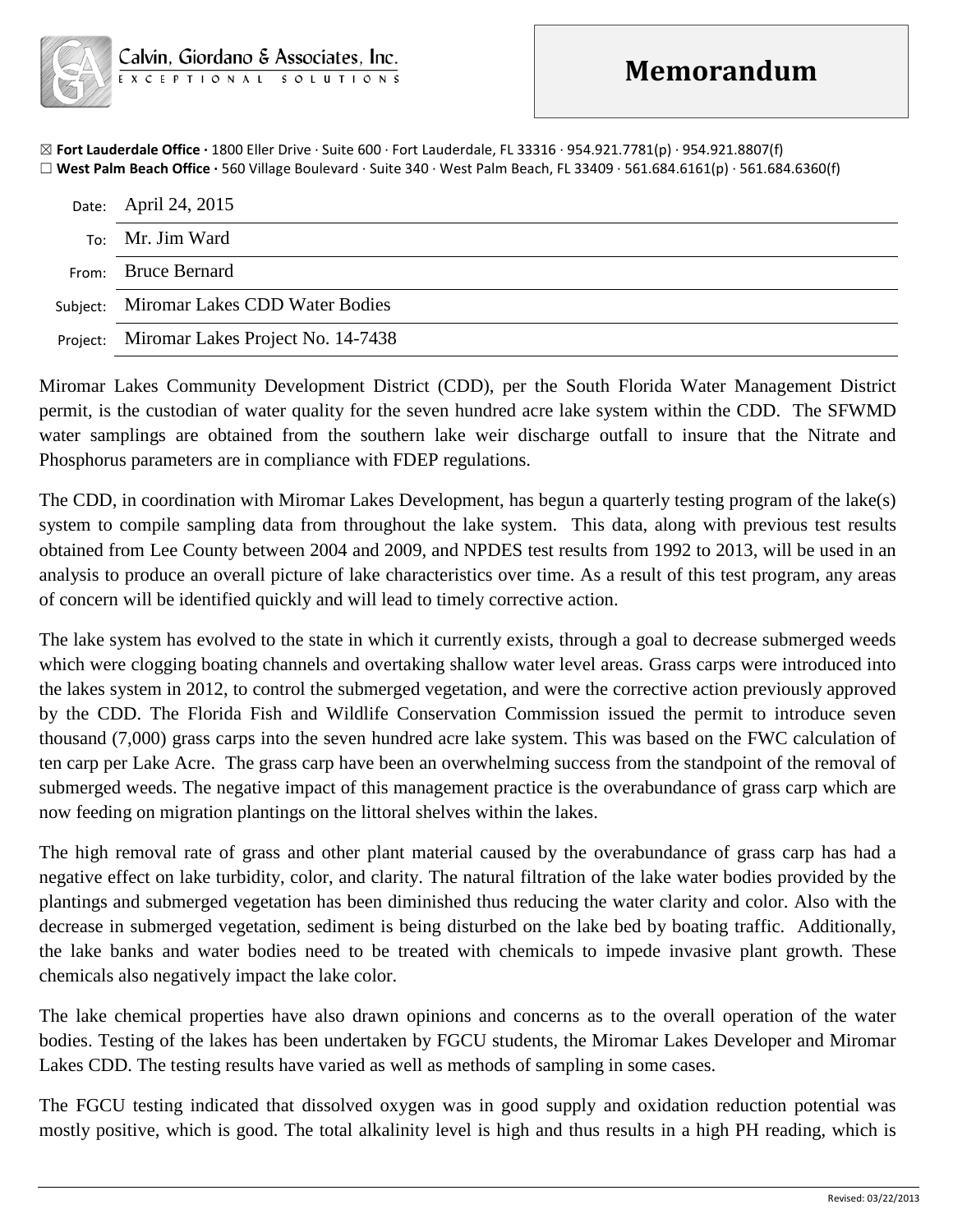Calvin, Giordano & Associates, Inc.
EXCEPTIONAL SOLUTIONS

# Memorandum

☒ **Fort Lauderdale Office ·** 1800 Eller Drive · Suite 600 · Fort Lauderdale, FL 33316 · 954.921.7781(p) · 954.921.8807(f)
☐ **West Palm Beach Office ·** 560 Village Boulevard · Suite 340 · West Palm Beach, FL 33409 · 561.684.6161(p) · 561.684.6360(f)

Date: April 24, 2015

To: Mr. Jim Ward

From: Bruce Bernard

Subject: Miromar Lakes CDD Water Bodies

Project: Miromar Lakes Project No. 14-7438

Miromar Lakes Community Development District (CDD), per the South Florida Water Management District permit, is the custodian of water quality for the seven hundred acre lake system within the CDD. The SFWMD water samplings are obtained from the southern lake weir discharge outfall to insure that the Nitrate and Phosphorus parameters are in compliance with FDEP regulations.

The CDD, in coordination with Miromar Lakes Development, has begun a quarterly testing program of the lake(s) system to compile sampling data from throughout the lake system. This data, along with previous test results obtained from Lee County between 2004 and 2009, and NPDES test results from 1992 to 2013, will be used in an analysis to produce an overall picture of lake characteristics over time. As a result of this test program, any areas of concern will be identified quickly and will lead to timely corrective action.

The lake system has evolved to the state in which it currently exists, through a goal to decrease submerged weeds which were clogging boating channels and overtaking shallow water level areas. Grass carps were introduced into the lakes system in 2012, to control the submerged vegetation, and were the corrective action previously approved by the CDD. The Florida Fish and Wildlife Conservation Commission issued the permit to introduce seven thousand (7,000) grass carps into the seven hundred acre lake system. This was based on the FWC calculation of ten carp per Lake Acre. The grass carp have been an overwhelming success from the standpoint of the removal of submerged weeds. The negative impact of this management practice is the overabundance of grass carp which are now feeding on migration plantings on the littoral shelves within the lakes.

The high removal rate of grass and other plant material caused by the overabundance of grass carp has had a negative effect on lake turbidity, color, and clarity. The natural filtration of the lake water bodies provided by the plantings and submerged vegetation has been diminished thus reducing the water clarity and color. Also with the decrease in submerged vegetation, sediment is being disturbed on the lake bed by boating traffic. Additionally, the lake banks and water bodies need to be treated with chemicals to impede invasive plant growth. These chemicals also negatively impact the lake color.

The lake chemical properties have also drawn opinions and concerns as to the overall operation of the water bodies. Testing of the lakes has been undertaken by FGCU students, the Miromar Lakes Developer and Miromar Lakes CDD. The testing results have varied as well as methods of sampling in some cases.

The FGCU testing indicated that dissolved oxygen was in good supply and oxidation reduction potential was mostly positive, which is good. The total alkalinity level is high and thus results in a high PH reading, which is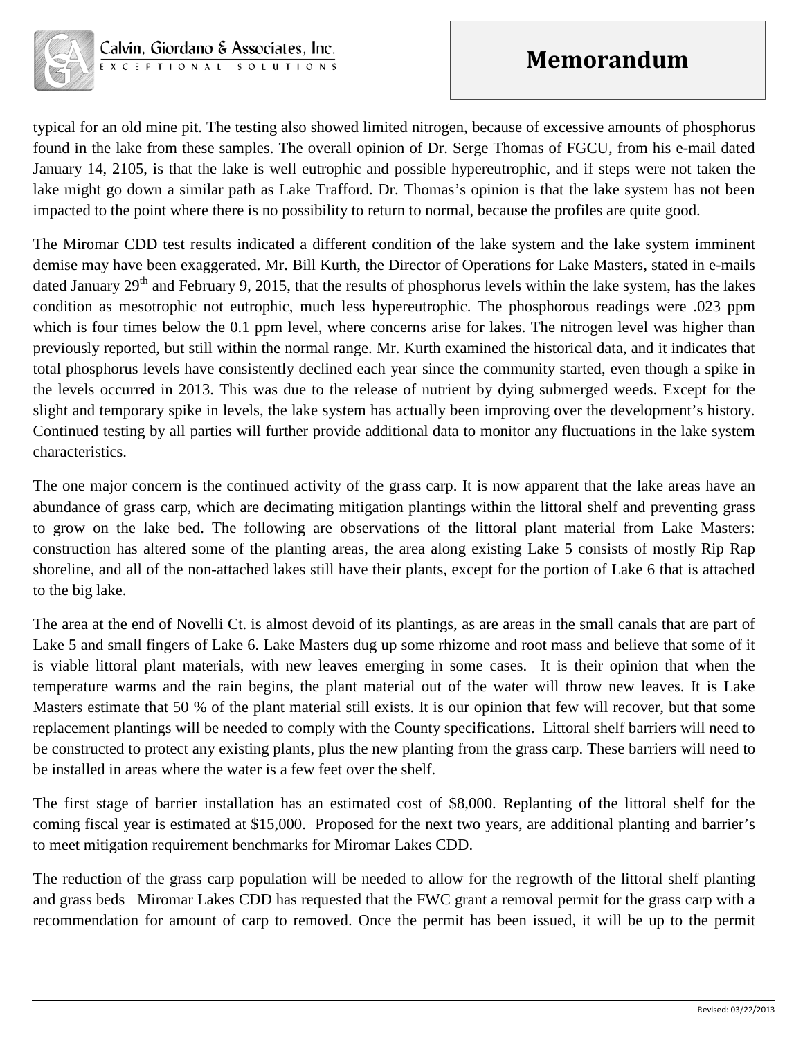typical for an old mine pit. The testing also showed limited nitrogen, because of excessive amounts of phosphorus found in the lake from these samples. The overall opinion of Dr. Serge Thomas of FGCU, from his e-mail dated January 14, 2105, is that the lake is well eutrophic and possible hypereutrophic, and if steps were not taken the lake might go down a similar path as Lake Trafford. Dr. Thomas's opinion is that the lake system has not been impacted to the point where there is no possibility to return to normal, because the profiles are quite good.

The Miromar CDD test results indicated a different condition of the lake system and the lake system imminent demise may have been exaggerated. Mr. Bill Kurth, the Director of Operations for Lake Masters, stated in e-mails dated January 29th and February 9, 2015, that the results of phosphorus levels within the lake system, has the lakes condition as mesotrophic not eutrophic, much less hypereutrophic. The phosphorous readings were .023 ppm which is four times below the 0.1 ppm level, where concerns arise for lakes. The nitrogen level was higher than previously reported, but still within the normal range. Mr. Kurth examined the historical data, and it indicates that total phosphorus levels have consistently declined each year since the community started, even though a spike in the levels occurred in 2013. This was due to the release of nutrient by dying submerged weeds. Except for the slight and temporary spike in levels, the lake system has actually been improving over the development's history. Continued testing by all parties will further provide additional data to monitor any fluctuations in the lake system characteristics.

The one major concern is the continued activity of the grass carp. It is now apparent that the lake areas have an abundance of grass carp, which are decimating mitigation plantings within the littoral shelf and preventing grass to grow on the lake bed. The following are observations of the littoral plant material from Lake Masters: construction has altered some of the planting areas, the area along existing Lake 5 consists of mostly Rip Rap shoreline, and all of the non-attached lakes still have their plants, except for the portion of Lake 6 that is attached to the big lake.

The area at the end of Novelli Ct. is almost devoid of its plantings, as are areas in the small canals that are part of Lake 5 and small fingers of Lake 6. Lake Masters dug up some rhizome and root mass and believe that some of it is viable littoral plant materials, with new leaves emerging in some cases. It is their opinion that when the temperature warms and the rain begins, the plant material out of the water will throw new leaves. It is Lake Masters estimate that 50 % of the plant material still exists. It is our opinion that few will recover, but that some replacement plantings will be needed to comply with the County specifications. Littoral shelf barriers will need to be constructed to protect any existing plants, plus the new planting from the grass carp. These barriers will need to be installed in areas where the water is a few feet over the shelf.

The first stage of barrier installation has an estimated cost of $8,000. Replanting of the littoral shelf for the coming fiscal year is estimated at $15,000. Proposed for the next two years, are additional planting and barrier's to meet mitigation requirement benchmarks for Miromar Lakes CDD.

The reduction of the grass carp population will be needed to allow for the regrowth of the littoral shelf planting and grass beds Miromar Lakes CDD has requested that the FWC grant a removal permit for the grass carp with a recommendation for amount of carp to removed. Once the permit has been issued, it will be up to the permit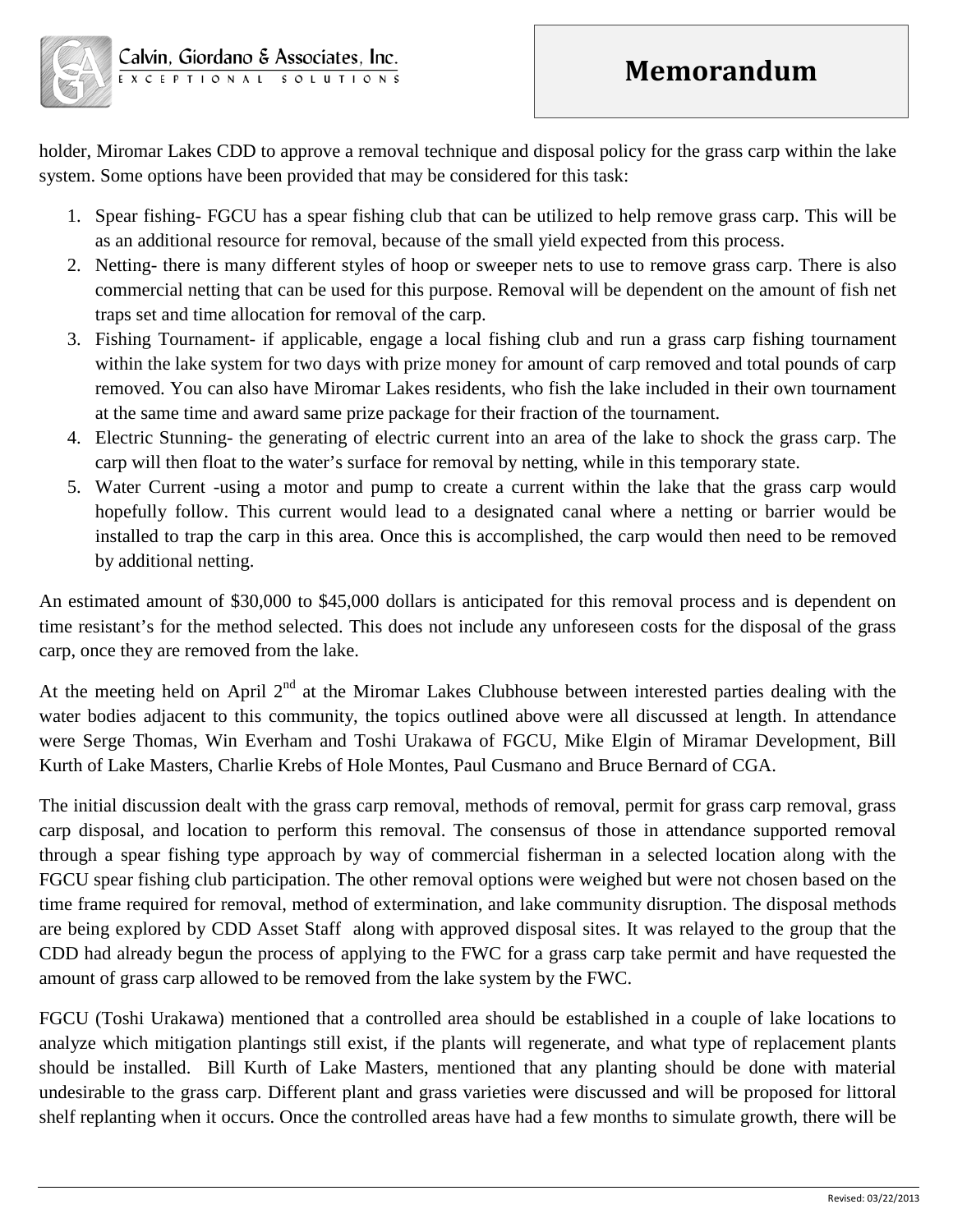holder, Miromar Lakes CDD to approve a removal technique and disposal policy for the grass carp within the lake system. Some options have been provided that may be considered for this task:

1. Spear fishing- FGCU has a spear fishing club that can be utilized to help remove grass carp. This will be as an additional resource for removal, because of the small yield expected from this process.
2. Netting- there is many different styles of hoop or sweeper nets to use to remove grass carp. There is also commercial netting that can be used for this purpose. Removal will be dependent on the amount of fish net traps set and time allocation for removal of the carp.
3. Fishing Tournament- if applicable, engage a local fishing club and run a grass carp fishing tournament within the lake system for two days with prize money for amount of carp removed and total pounds of carp removed. You can also have Miromar Lakes residents, who fish the lake included in their own tournament at the same time and award same prize package for their fraction of the tournament.
4. Electric Stunning- the generating of electric current into an area of the lake to shock the grass carp. The carp will then float to the water's surface for removal by netting, while in this temporary state.
5. Water Current -using a motor and pump to create a current within the lake that the grass carp would hopefully follow. This current would lead to a designated canal where a netting or barrier would be installed to trap the carp in this area. Once this is accomplished, the carp would then need to be removed by additional netting.

An estimated amount of $30,000 to $45,000 dollars is anticipated for this removal process and is dependent on time resistant's for the method selected. This does not include any unforeseen costs for the disposal of the grass carp, once they are removed from the lake.

At the meeting held on April 2nd at the Miromar Lakes Clubhouse between interested parties dealing with the water bodies adjacent to this community, the topics outlined above were all discussed at length. In attendance were Serge Thomas, Win Everham and Toshi Urakawa of FGCU, Mike Elgin of Miramar Development, Bill Kurth of Lake Masters, Charlie Krebs of Hole Montes, Paul Cusmano and Bruce Bernard of CGA.

The initial discussion dealt with the grass carp removal, methods of removal, permit for grass carp removal, grass carp disposal, and location to perform this removal. The consensus of those in attendance supported removal through a spear fishing type approach by way of commercial fisherman in a selected location along with the FGCU spear fishing club participation. The other removal options were weighed but were not chosen based on the time frame required for removal, method of extermination, and lake community disruption. The disposal methods are being explored by CDD Asset Staff along with approved disposal sites. It was relayed to the group that the CDD had already begun the process of applying to the FWC for a grass carp take permit and have requested the amount of grass carp allowed to be removed from the lake system by the FWC.

FGCU (Toshi Urakawa) mentioned that a controlled area should be established in a couple of lake locations to analyze which mitigation plantings still exist, if the plants will regenerate, and what type of replacement plants should be installed. Bill Kurth of Lake Masters, mentioned that any planting should be done with material undesirable to the grass carp. Different plant and grass varieties were discussed and will be proposed for littoral shelf replanting when it occurs. Once the controlled areas have had a few months to simulate growth, there will be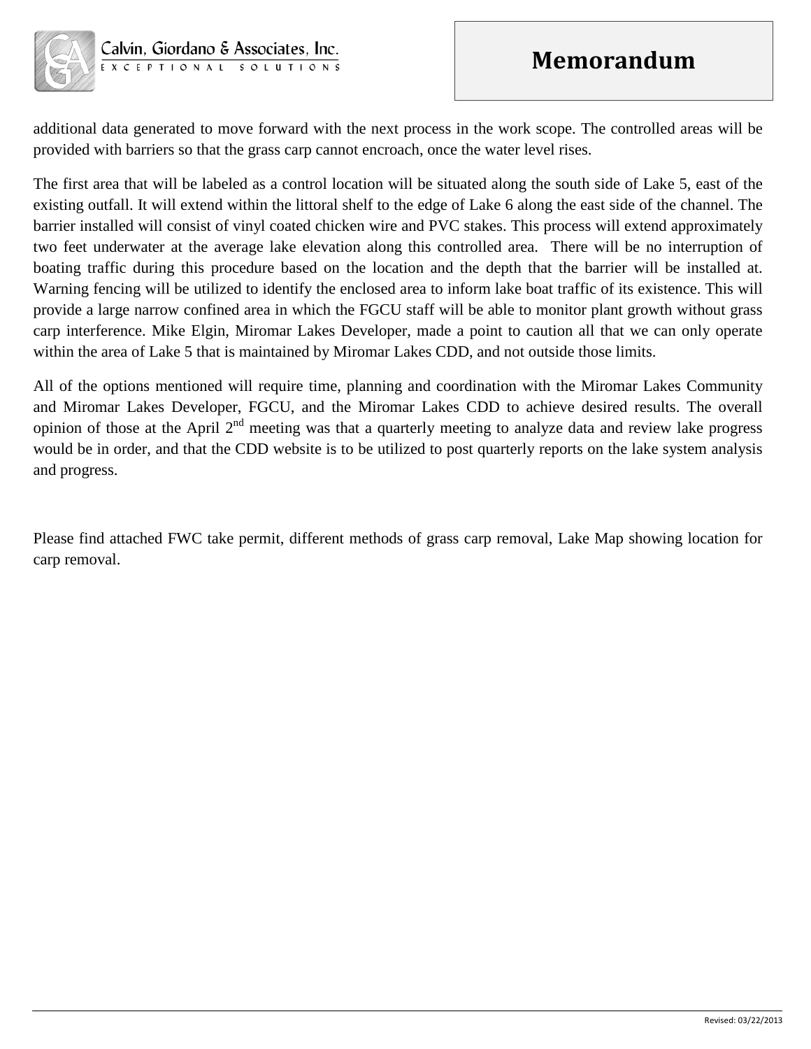additional data generated to move forward with the next process in the work scope. The controlled areas will be provided with barriers so that the grass carp cannot encroach, once the water level rises.

The first area that will be labeled as a control location will be situated along the south side of Lake 5, east of the existing outfall. It will extend within the littoral shelf to the edge of Lake 6 along the east side of the channel. The barrier installed will consist of vinyl coated chicken wire and PVC stakes. This process will extend approximately two feet underwater at the average lake elevation along this controlled area. There will be no interruption of boating traffic during this procedure based on the location and the depth that the barrier will be installed at. Warning fencing will be utilized to identify the enclosed area to inform lake boat traffic of its existence. This will provide a large narrow confined area in which the FGCU staff will be able to monitor plant growth without grass carp interference. Mike Elgin, Miromar Lakes Developer, made a point to caution all that we can only operate within the area of Lake 5 that is maintained by Miromar Lakes CDD, and not outside those limits.

All of the options mentioned will require time, planning and coordination with the Miromar Lakes Community and Miromar Lakes Developer, FGCU, and the Miromar Lakes CDD to achieve desired results. The overall opinion of those at the April 2nd meeting was that a quarterly meeting to analyze data and review lake progress would be in order, and that the CDD website is to be utilized to post quarterly reports on the lake system analysis and progress.

Please find attached FWC take permit, different methods of grass carp removal, Lake Map showing location for carp removal.